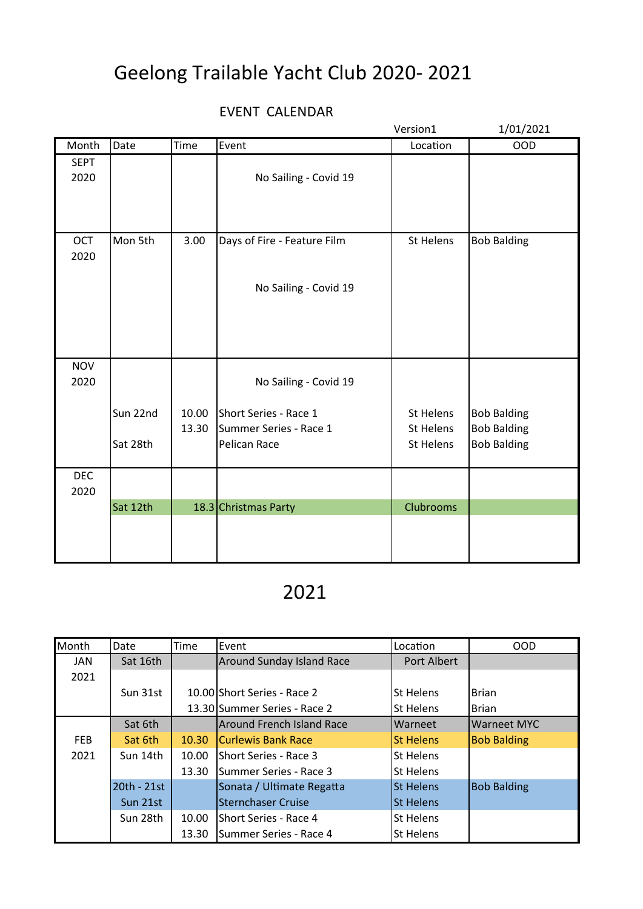# Geelong Trailable Yacht Club 2020- 2021

## EVENT CALENDAR

Version1 1/01/2021

| Month | Date | Time | Event | Location | OOD |
|---|---|---|---|---|---|
| SEPT 2020 | | | No Sailing - Covid 19 | | |
| OCT 2020 | Mon 5th | 3.00 | Days of Fire - Feature Film | St Helens | Bob Balding |
| | | | No Sailing - Covid 19 | | |
| NOV 2020 | | | No Sailing - Covid 19 | | |
| | Sun 22nd | 10.00 | Short Series - Race 1 | St Helens | Bob Balding |
| | | 13.30 | Summer Series - Race 1 | St Helens | Bob Balding |
| | Sat 28th | | Pelican Race | St Helens | Bob Balding |
| DEC 2020 | Sat 12th | 18.3 | Christmas Party | Clubrooms | |

## 2021

| Month | Date | Time | Event | Location | OOD |
|---|---|---|---|---|---|
| JAN 2021 | Sat 16th | | Around Sunday Island Race | Port Albert | |
| | Sun 31st | 10.00 | Short Series - Race 2 | St Helens | Brian |
| | | 13.30 | Summer Series - Race 2 | St Helens | Brian |
| FEB 2021 | Sat 6th | | Around French Island Race | Warneet | Warneet MYC |
| | Sat 6th | 10.30 | Curlewis Bank Race | St Helens | Bob Balding |
| | Sun 14th | 10.00 | Short Series - Race 3 | St Helens | |
| | | 13.30 | Summer Series - Race 3 | St Helens | |
| | 20th - 21st | | Sonata / Ultimate Regatta | St Helens | Bob Balding |
| | Sun 21st | | Sternchaser Cruise | St Helens | |
| | Sun 28th | 10.00 | Short Series - Race 4 | St Helens | |
| | | 13.30 | Summer Series - Race 4 | St Helens | |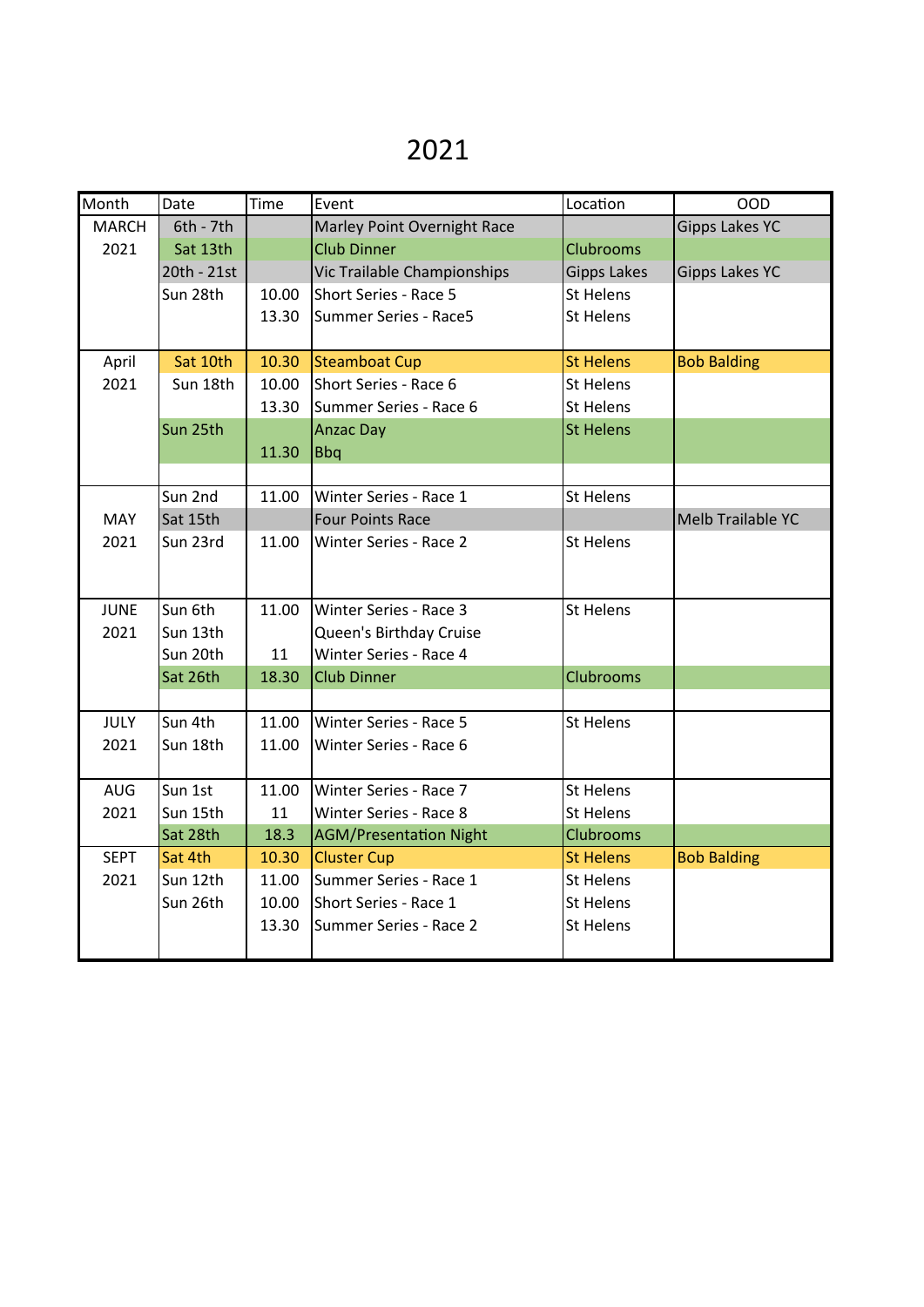# 2021

| Month | Date | Time | Event | Location | OOD |
|---|---|---|---|---|---|
| MARCH | 6th - 7th | | Marley Point Overnight Race | | Gipps Lakes YC |
| 2021 | Sat 13th | | Club Dinner | Clubrooms | |
| | 20th - 21st | | Vic Trailable Championships | Gipps Lakes | Gipps Lakes YC |
| | Sun 28th | 10.00 | Short Series - Race 5 | St Helens | |
| | | 13.30 | Summer Series - Race5 | St Helens | |
| April | Sat 10th | 10.30 | Steamboat Cup | St Helens | Bob Balding |
| 2021 | Sun 18th | 10.00 | Short Series - Race 6 | St Helens | |
| | | 13.30 | Summer Series - Race 6 | St Helens | |
| | Sun 25th | | Anzac Day | St Helens | |
| | | 11.30 | Bbq | | |
| | Sun 2nd | 11.00 | Winter Series - Race 1 | St Helens | |
| MAY | Sat 15th | | Four Points Race | | Melb Trailable YC |
| 2021 | Sun 23rd | 11.00 | Winter Series - Race 2 | St Helens | |
| JUNE | Sun 6th | 11.00 | Winter Series - Race 3 | St Helens | |
| 2021 | Sun 13th | | Queen's Birthday Cruise | | |
| | Sun 20th | 11 | Winter Series - Race 4 | | |
| | Sat 26th | 18.30 | Club Dinner | Clubrooms | |
| JULY | Sun 4th | 11.00 | Winter Series - Race 5 | St Helens | |
| 2021 | Sun 18th | 11.00 | Winter Series - Race 6 | | |
| AUG | Sun 1st | 11.00 | Winter Series - Race 7 | St Helens | |
| 2021 | Sun 15th | 11 | Winter Series - Race 8 | St Helens | |
| | Sat 28th | 18.3 | AGM/Presentation Night | Clubrooms | |
| SEPT | Sat 4th | 10.30 | Cluster Cup | St Helens | Bob Balding |
| 2021 | Sun 12th | 11.00 | Summer Series - Race 1 | St Helens | |
| | Sun 26th | 10.00 | Short Series - Race 1 | St Helens | |
| | | 13.30 | Summer Series - Race 2 | St Helens | |